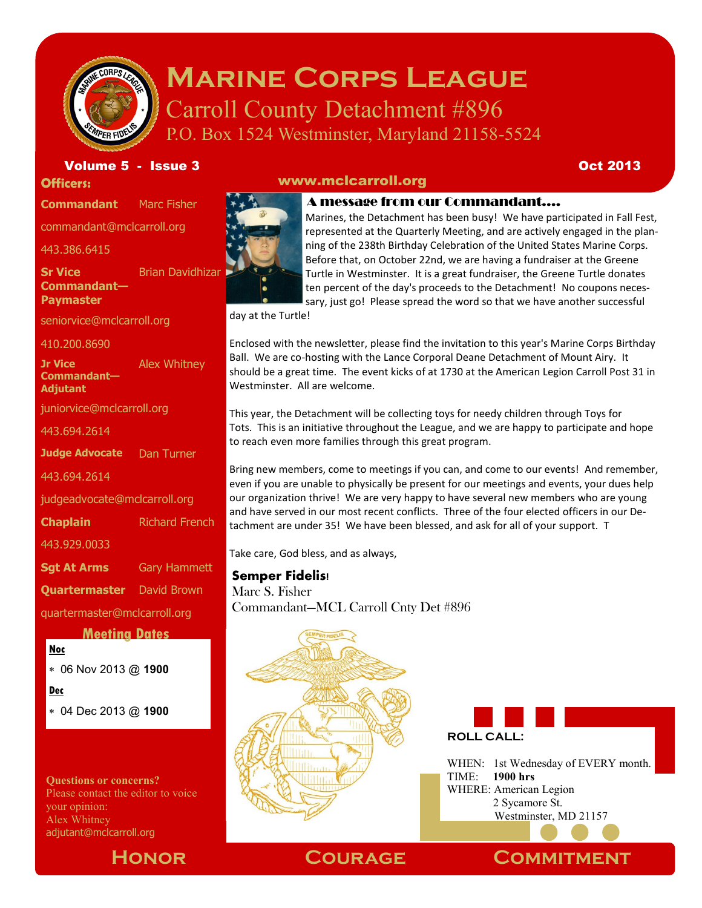# Marine Corps League

## Carroll County Detachment #896

P.O. Box 1524 Westminster, Maryland 21158-5524

**Volume 5 - Issue 3**

**Oct 2013**

**www.mclcarroll.org**

**Officers:**

**Commandant** Marc Fisher
commandant@mclcarroll.org
443.386.6415

**Sr Vice Commandant—Paymaster** Brian Davidhizar
seniorvice@mclcarroll.org
410.200.8690

**Jr Vice Commandant—Adjutant** Alex Whitney
juniorvice@mclcarroll.org
443.694.2614

**Judge Advocate** Dan Turner
443.694.2614
judgeadvocate@mclcarroll.org

**Chaplain** Richard French
443.929.0033

**Sgt At Arms** Gary Hammett

**Quartermaster** David Brown
quartermaster@mclcarroll.org

**Meeting Dates**

**Noc**

- 06 Nov 2013 @ **1900**

**Dec**

- 04 Dec 2013 @ **1900**

**Questions or concerns?**
Please contact the editor to voice your opinion:
Alex Whitney
adjutant@mclcarroll.org

### A message from our Commandant....

Marines, the Detachment has been busy! We have participated in Fall Fest, represented at the Quarterly Meeting, and are actively engaged in the planning of the 238th Birthday Celebration of the United States Marine Corps. Before that, on October 22nd, we are having a fundraiser at the Greene Turtle in Westminster. It is a great fundraiser, the Greene Turtle donates ten percent of the day's proceeds to the Detachment! No coupons necessary, just go! Please spread the word so that we have another successful day at the Turtle!

Enclosed with the newsletter, please find the invitation to this year's Marine Corps Birthday Ball. We are co-hosting with the Lance Corporal Deane Detachment of Mount Airy. It should be a great time. The event kicks of at 1730 at the American Legion Carroll Post 31 in Westminster. All are welcome.

This year, the Detachment will be collecting toys for needy children through Toys for Tots. This is an initiative throughout the League, and we are happy to participate and hope to reach even more families through this great program.

Bring new members, come to meetings if you can, and come to our events! And remember, even if you are unable to physically be present for our meetings and events, your dues help our organization thrive! We are very happy to have several new members who are young and have served in our most recent conflicts. Three of the four elected officers in our Detachment are under 35! We have been blessed, and ask for all of your support. T

Take care, God bless, and as always,

**Semper Fidelis!**
Marc S. Fisher
Commandant—MCL Carroll Cnty Det #896

**ROLL CALL:**

WHEN: 1st Wednesday of EVERY month.
TIME: **1900 hrs**
WHERE: American Legion
2 Sycamore St.
Westminster, MD 21157

**Honor** **Courage** **Commitment**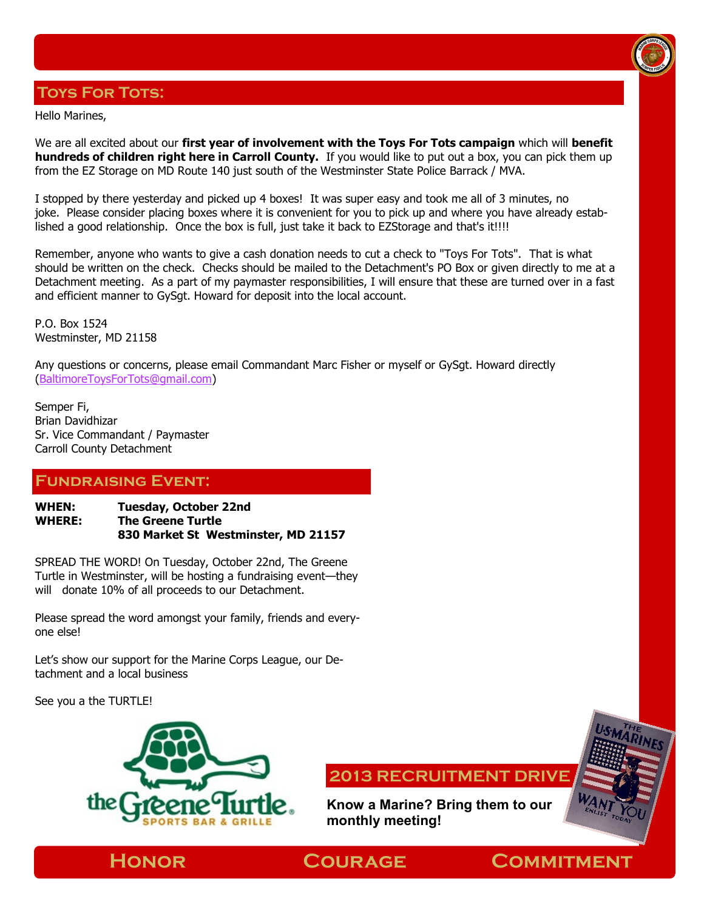## Toys For Tots:

Hello Marines,

We are all excited about our **first year of involvement with the Toys For Tots campaign** which will **benefit hundreds of children right here in Carroll County.** If you would like to put out a box, you can pick them up from the EZ Storage on MD Route 140 just south of the Westminster State Police Barrack / MVA.

I stopped by there yesterday and picked up 4 boxes! It was super easy and took me all of 3 minutes, no joke. Please consider placing boxes where it is convenient for you to pick up and where you have already established a good relationship. Once the box is full, just take it back to EZStorage and that's it!!!!

Remember, anyone who wants to give a cash donation needs to cut a check to "Toys For Tots". That is what should be written on the check. Checks should be mailed to the Detachment's PO Box or given directly to me at a Detachment meeting. As a part of my paymaster responsibilities, I will ensure that these are turned over in a fast and efficient manner to GySgt. Howard for deposit into the local account.

P.O. Box 1524
Westminster, MD 21158

Any questions or concerns, please email Commandant Marc Fisher or myself or GySgt. Howard directly (BaltimoreToysForTots@gmail.com)

Semper Fi,
Brian Davidhizar
Sr. Vice Commandant / Paymaster
Carroll County Detachment

## Fundraising Event:

**WHEN:** **Tuesday, October 22nd**
**WHERE:** **The Greene Turtle**
**830 Market St Westminster, MD 21157**

SPREAD THE WORD! On Tuesday, October 22nd, The Greene Turtle in Westminster, will be hosting a fundraising event—they will donate 10% of all proceeds to our Detachment.

Please spread the word amongst your family, friends and everyone else!

Let's show our support for the Marine Corps League, our Detachment and a local business

See you a the TURTLE!

## 2013 Recruitment Drive

**Know a Marine? Bring them to our monthly meeting!**

**Honor Courage Commitment**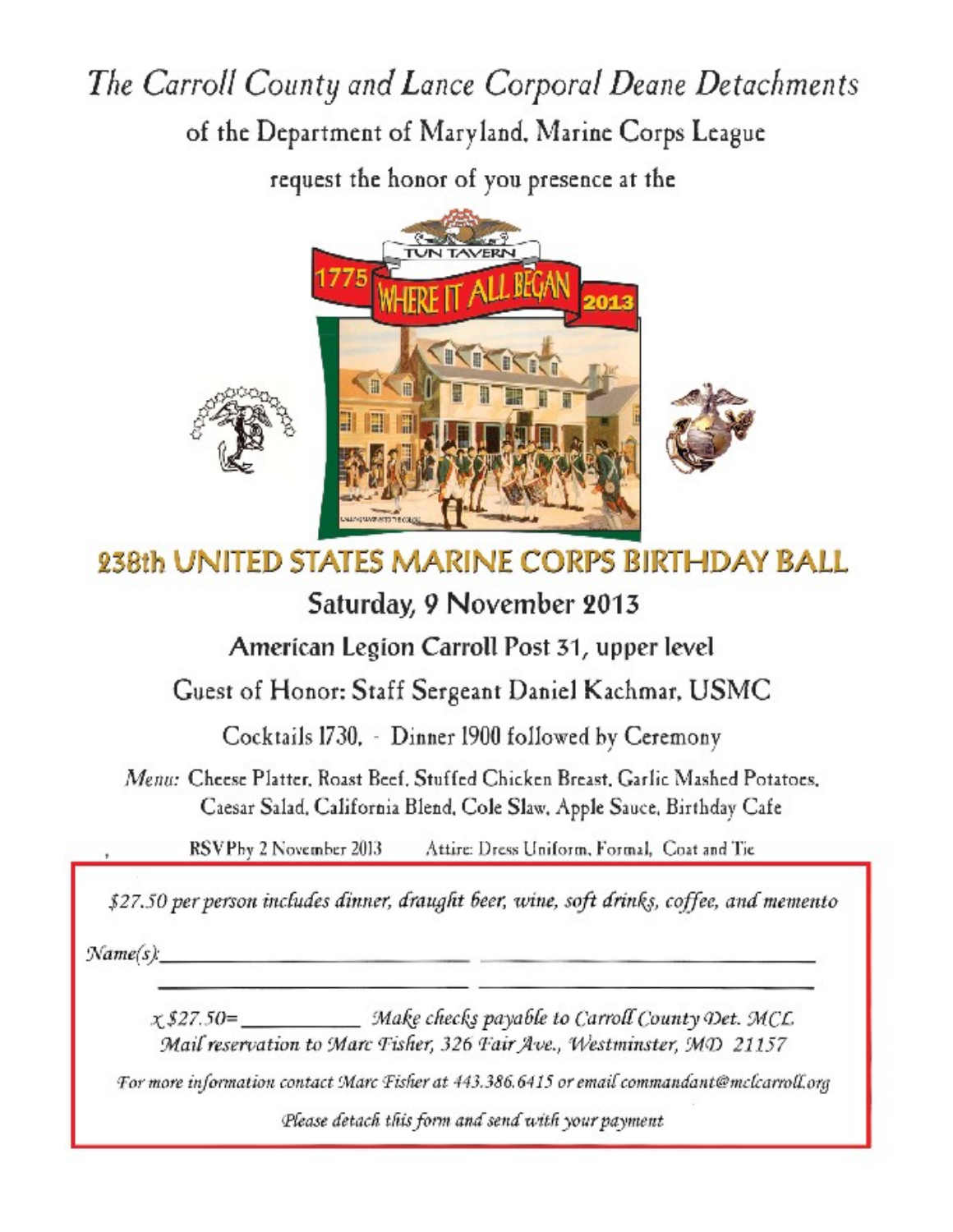*The Carroll County and Lance Corporal Deane Detachments*

of the Department of Maryland, Marine Corps League

request the honor of you presence at the

TUN TAVERN

1775 WHERE IT ALL BEGAN 2013

# 238th UNITED STATES MARINE CORPS BIRTHDAY BALL

## Saturday, 9 November 2013

American Legion Carroll Post 31, upper level

Guest of Honor: Staff Sergeant Daniel Kachmar, USMC

Cocktails 1730, - Dinner 1900 followed by Ceremony

*Menu:* Cheese Platter, Roast Beef, Stuffed Chicken Breast, Garlic Mashed Potatoes, Caesar Salad, California Blend, Cole Slaw, Apple Sauce, Birthday Cafe

RSVP by 2 November 2013 Attire: Dress Uniform, Formal, Coat and Tie

---

*$27.50 per person includes dinner, draught beer, wine, soft drinks, coffee, and memento*

*Name(s):* ______________________________ ______________________________

______________________________ ______________________________

*x $27.50=* ____________ *Make checks payable to Carroll County Det. MCL*

*Mail reservation to Marc Fisher, 326 Fair Ave., Westminster, MD 21157*

*For more information contact Marc Fisher at 443.386.6415 or email commandant@mclcarroll.org*

*Please detach this form and send with your payment*